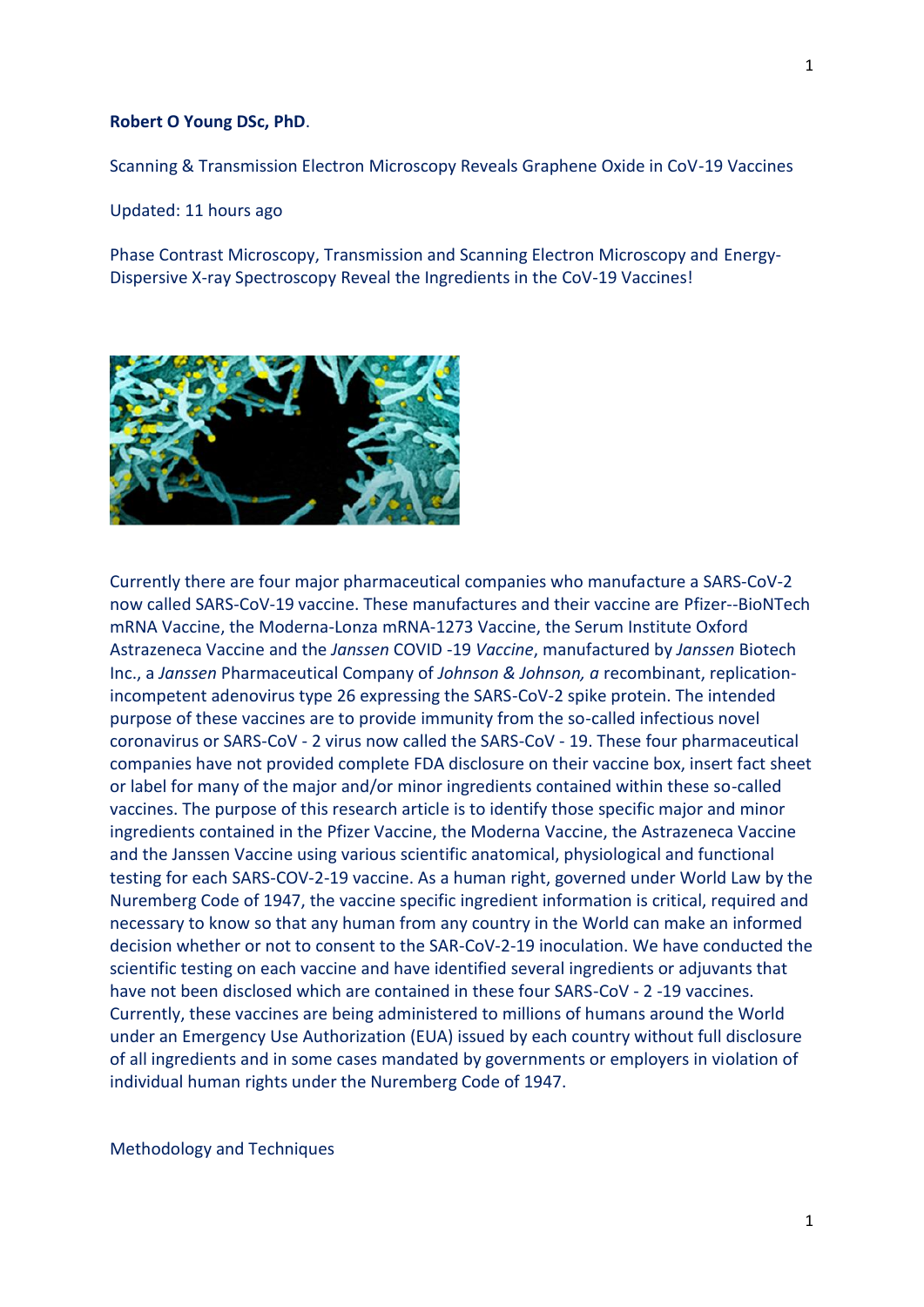**Robert O Young DSc, PhD**.

Scanning & Transmission Electron Microscopy Reveals Graphene Oxide in CoV-19 Vaccines

Updated: 11 hours ago

Phase Contrast Microscopy, Transmission and Scanning Electron Microscopy and Energy-Dispersive X-ray Spectroscopy Reveal the Ingredients in the CoV-19 Vaccines!

Currently there are four major pharmaceutical companies who manufacture a SARS-CoV-2 now called SARS-CoV-19 vaccine. These manufactures and their vaccine are Pfizer--BioNTech mRNA Vaccine, the Moderna-Lonza mRNA-1273 Vaccine, the Serum Institute Oxford Astrazeneca Vaccine and the *Janssen* COVID -19 *Vaccine*, manufactured by *Janssen* Biotech Inc., a *Janssen* Pharmaceutical Company of *Johnson & Johnson, a* recombinant, replication-incompetent adenovirus type 26 expressing the SARS-CoV-2 spike protein. The intended purpose of these vaccines are to provide immunity from the so-called infectious novel coronavirus or SARS-CoV - 2 virus now called the SARS-CoV - 19. These four pharmaceutical companies have not provided complete FDA disclosure on their vaccine box, insert fact sheet or label for many of the major and/or minor ingredients contained within these so-called vaccines. The purpose of this research article is to identify those specific major and minor ingredients contained in the Pfizer Vaccine, the Moderna Vaccine, the Astrazeneca Vaccine and the Janssen Vaccine using various scientific anatomical, physiological and functional testing for each SARS-COV-2-19 vaccine. As a human right, governed under World Law by the Nuremberg Code of 1947, the vaccine specific ingredient information is critical, required and necessary to know so that any human from any country in the World can make an informed decision whether or not to consent to the SAR-CoV-2-19 inoculation. We have conducted the scientific testing on each vaccine and have identified several ingredients or adjuvants that have not been disclosed which are contained in these four SARS-CoV - 2 -19 vaccines. Currently, these vaccines are being administered to millions of humans around the World under an Emergency Use Authorization (EUA) issued by each country without full disclosure of all ingredients and in some cases mandated by governments or employers in violation of individual human rights under the Nuremberg Code of 1947.

Methodology and Techniques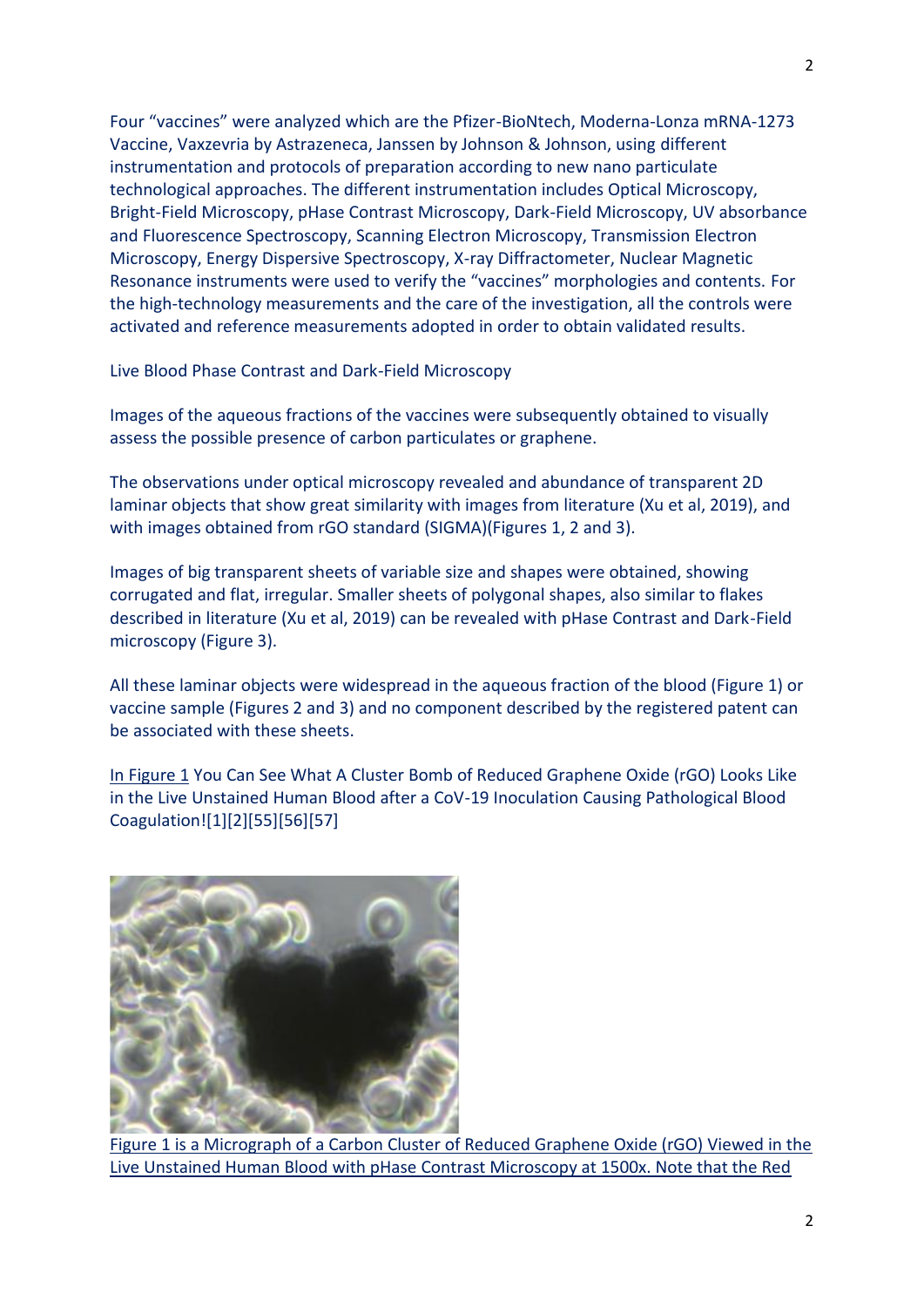Four “vaccines” were analyzed which are the Pfizer-BioNtech, Moderna-Lonza mRNA-1273 Vaccine, Vaxzevria by Astrazeneca, Janssen by Johnson & Johnson, using different instrumentation and protocols of preparation according to new nano particulate technological approaches. The different instrumentation includes Optical Microscopy, Bright-Field Microscopy, pHase Contrast Microscopy, Dark-Field Microscopy, UV absorbance and Fluorescence Spectroscopy, Scanning Electron Microscopy, Transmission Electron Microscopy, Energy Dispersive Spectroscopy, X-ray Diffractometer, Nuclear Magnetic Resonance instruments were used to verify the “vaccines” morphologies and contents. For the high-technology measurements and the care of the investigation, all the controls were activated and reference measurements adopted in order to obtain validated results.

Live Blood Phase Contrast and Dark-Field Microscopy

Images of the aqueous fractions of the vaccines were subsequently obtained to visually assess the possible presence of carbon particulates or graphene.

The observations under optical microscopy revealed and abundance of transparent 2D laminar objects that show great similarity with images from literature (Xu et al, 2019), and with images obtained from rGO standard (SIGMA)(Figures 1, 2 and 3).

Images of big transparent sheets of variable size and shapes were obtained, showing corrugated and flat, irregular. Smaller sheets of polygonal shapes, also similar to flakes described in literature (Xu et al, 2019) can be revealed with pHase Contrast and Dark-Field microscopy (Figure 3).

All these laminar objects were widespread in the aqueous fraction of the blood (Figure 1) or vaccine sample (Figures 2 and 3) and no component described by the registered patent can be associated with these sheets.

In Figure 1 You Can See What A Cluster Bomb of Reduced Graphene Oxide (rGO) Looks Like in the Live Unstained Human Blood after a CoV-19 Inoculation Causing Pathological Blood Coagulation![1][2][55][56][57]

Figure 1 is a Micrograph of a Carbon Cluster of Reduced Graphene Oxide (rGO) Viewed in the Live Unstained Human Blood with pHase Contrast Microscopy at 1500x. Note that the Red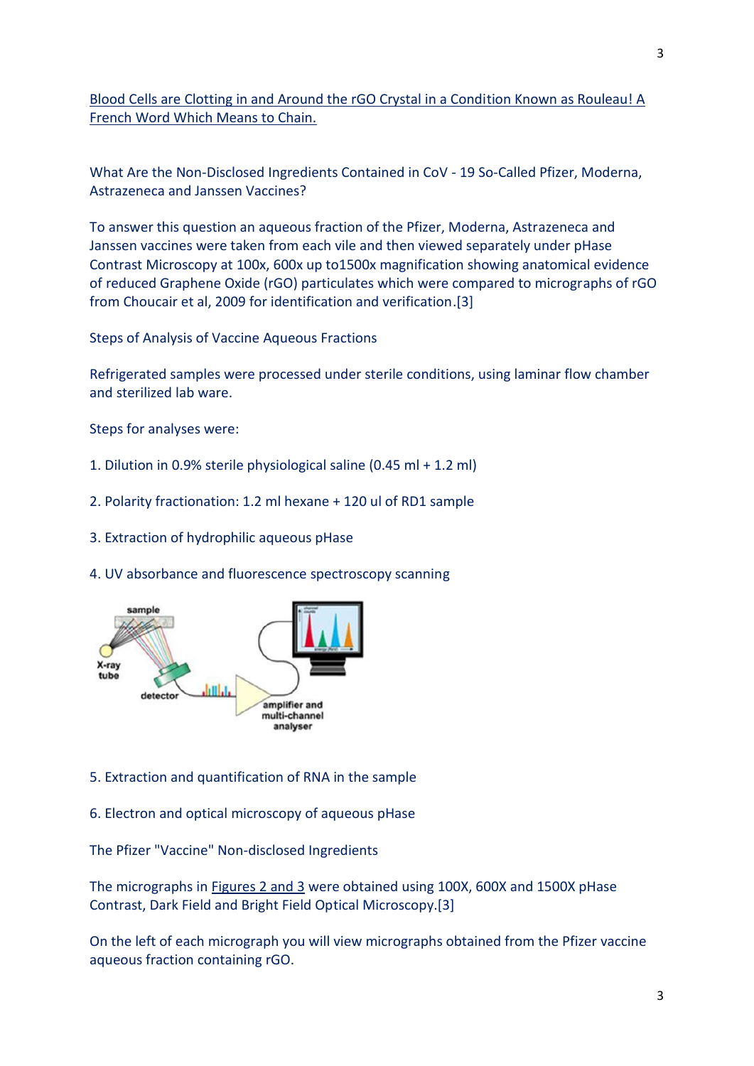[Blood Cells are Clotting in and Around the rGO Crystal in a Condition Known as Rouleau! A French Word Which Means to Chain.]

What Are the Non-Disclosed Ingredients Contained in CoV - 19 So-Called Pfizer, Moderna, Astrazeneca and Janssen Vaccines?

To answer this question an aqueous fraction of the Pfizer, Moderna, Astrazeneca and Janssen vaccines were taken from each vile and then viewed separately under pHase Contrast Microscopy at 100x, 600x up to1500x magnification showing anatomical evidence of reduced Graphene Oxide (rGO) particulates which were compared to micrographs of rGO from Choucair et al, 2009 for identification and verification.[3]

Steps of Analysis of Vaccine Aqueous Fractions

Refrigerated samples were processed under sterile conditions, using laminar flow chamber and sterilized lab ware.

Steps for analyses were:

1. Dilution in 0.9% sterile physiological saline (0.45 ml + 1.2 ml)

2. Polarity fractionation: 1.2 ml hexane + 120 ul of RD1 sample

3. Extraction of hydrophilic aqueous pHase

4. UV absorbance and fluorescence spectroscopy scanning

5. Extraction and quantification of RNA in the sample

6. Electron and optical microscopy of aqueous pHase

The Pfizer "Vaccine" Non-disclosed Ingredients

The micrographs in [Figures 2 and 3] were obtained using 100X, 600X and 1500X pHase Contrast, Dark Field and Bright Field Optical Microscopy.[3]

On the left of each micrograph you will view micrographs obtained from the Pfizer vaccine aqueous fraction containing rGO.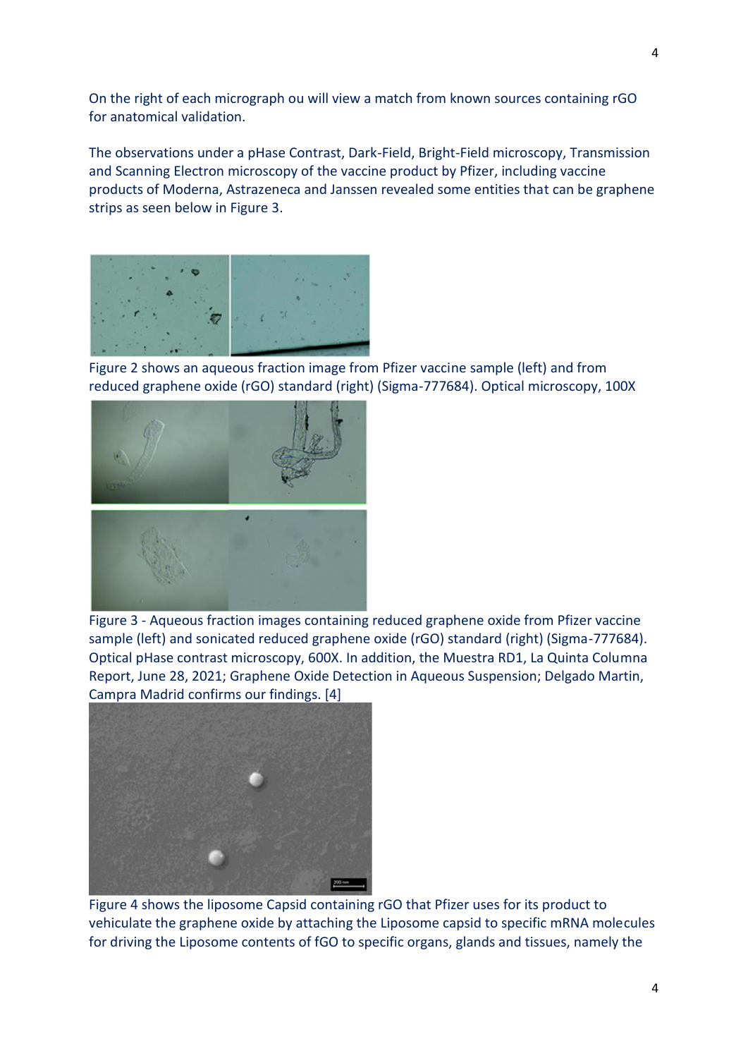On the right of each micrograph ou will view a match from known sources containing rGO for anatomical validation.

The observations under a pHase Contrast, Dark-Field, Bright-Field microscopy, Transmission and Scanning Electron microscopy of the vaccine product by Pfizer, including vaccine products of Moderna, Astrazeneca and Janssen revealed some entities that can be graphene strips as seen below in Figure 3.

Figure 2 shows an aqueous fraction image from Pfizer vaccine sample (left) and from reduced graphene oxide (rGO) standard (right) (Sigma-777684). Optical microscopy, 100X

Figure 3 - Aqueous fraction images containing reduced graphene oxide from Pfizer vaccine sample (left) and sonicated reduced graphene oxide (rGO) standard (right) (Sigma-777684). Optical pHase contrast microscopy, 600X. In addition, the Muestra RD1, La Quinta Columna Report, June 28, 2021; Graphene Oxide Detection in Aqueous Suspension; Delgado Martin, Campra Madrid confirms our findings. [4]

Figure 4 shows the liposome Capsid containing rGO that Pfizer uses for its product to vehiculate the graphene oxide by attaching the Liposome capsid to specific mRNA molecules for driving the Liposome contents of fGO to specific organs, glands and tissues, namely the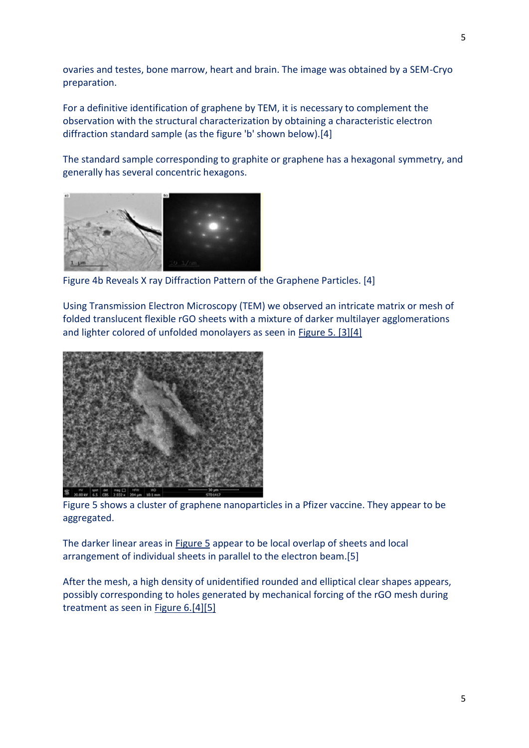ovaries and testes, bone marrow, heart and brain. The image was obtained by a SEM-Cryo preparation.

For a definitive identification of graphene by TEM, it is necessary to complement the observation with the structural characterization by obtaining a characteristic electron diffraction standard sample (as the figure 'b' shown below).[4]

The standard sample corresponding to graphite or graphene has a hexagonal symmetry, and generally has several concentric hexagons.

Figure 4b Reveals X ray Diffraction Pattern of the Graphene Particles. [4]

Using Transmission Electron Microscopy (TEM) we observed an intricate matrix or mesh of folded translucent flexible rGO sheets with a mixture of darker multilayer agglomerations and lighter colored of unfolded monolayers as seen in Figure 5. [3][4]

Figure 5 shows a cluster of graphene nanoparticles in a Pfizer vaccine. They appear to be aggregated.

The darker linear areas in Figure 5 appear to be local overlap of sheets and local arrangement of individual sheets in parallel to the electron beam.[5]

After the mesh, a high density of unidentified rounded and elliptical clear shapes appears, possibly corresponding to holes generated by mechanical forcing of the rGO mesh during treatment as seen in Figure 6.[4][5]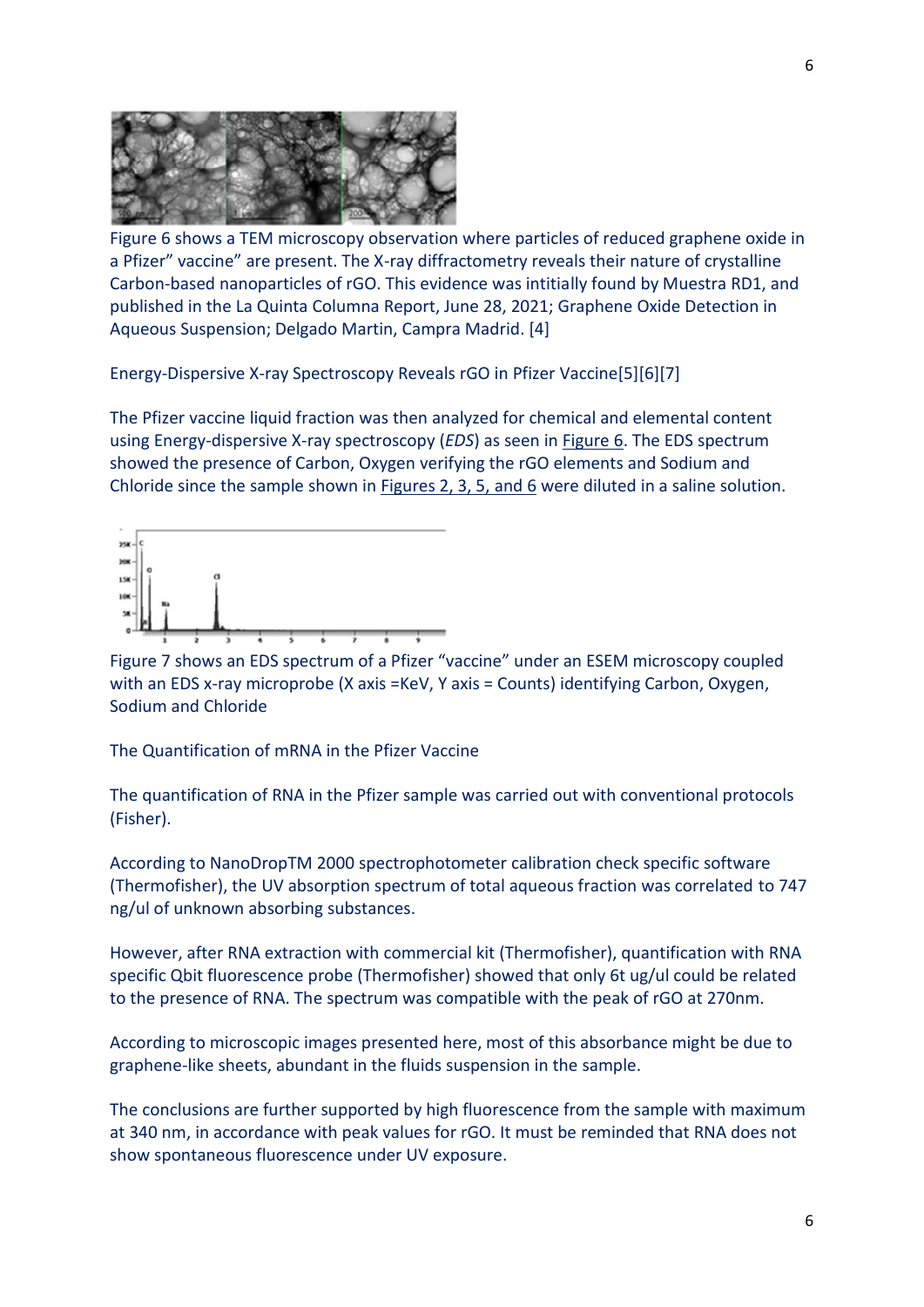Figure 6 shows a TEM microscopy observation where particles of reduced graphene oxide in a Pfizer" vaccine" are present. The X-ray diffractometry reveals their nature of crystalline Carbon-based nanoparticles of rGO. This evidence was intitially found by Muestra RD1, and published in the La Quinta Columna Report, June 28, 2021; Graphene Oxide Detection in Aqueous Suspension; Delgado Martin, Campra Madrid. [4]

Energy-Dispersive X-ray Spectroscopy Reveals rGO in Pfizer Vaccine[5][6][7]

The Pfizer vaccine liquid fraction was then analyzed for chemical and elemental content using Energy-dispersive X-ray spectroscopy (*EDS*) as seen in Figure 6. The EDS spectrum showed the presence of Carbon, Oxygen verifying the rGO elements and Sodium and Chloride since the sample shown in Figures 2, 3, 5, and 6 were diluted in a saline solution.

Figure 7 shows an EDS spectrum of a Pfizer "vaccine" under an ESEM microscopy coupled with an EDS x-ray microprobe (X axis =KeV, Y axis = Counts) identifying Carbon, Oxygen, Sodium and Chloride

The Quantification of mRNA in the Pfizer Vaccine

The quantification of RNA in the Pfizer sample was carried out with conventional protocols (Fisher).

According to NanoDropTM 2000 spectrophotometer calibration check specific software (Thermofisher), the UV absorption spectrum of total aqueous fraction was correlated to 747 ng/ul of unknown absorbing substances.

However, after RNA extraction with commercial kit (Thermofisher), quantification with RNA specific Qbit fluorescence probe (Thermofisher) showed that only 6t ug/ul could be related to the presence of RNA. The spectrum was compatible with the peak of rGO at 270nm.

According to microscopic images presented here, most of this absorbance might be due to graphene-like sheets, abundant in the fluids suspension in the sample.

The conclusions are further supported by high fluorescence from the sample with maximum at 340 nm, in accordance with peak values for rGO. It must be reminded that RNA does not show spontaneous fluorescence under UV exposure.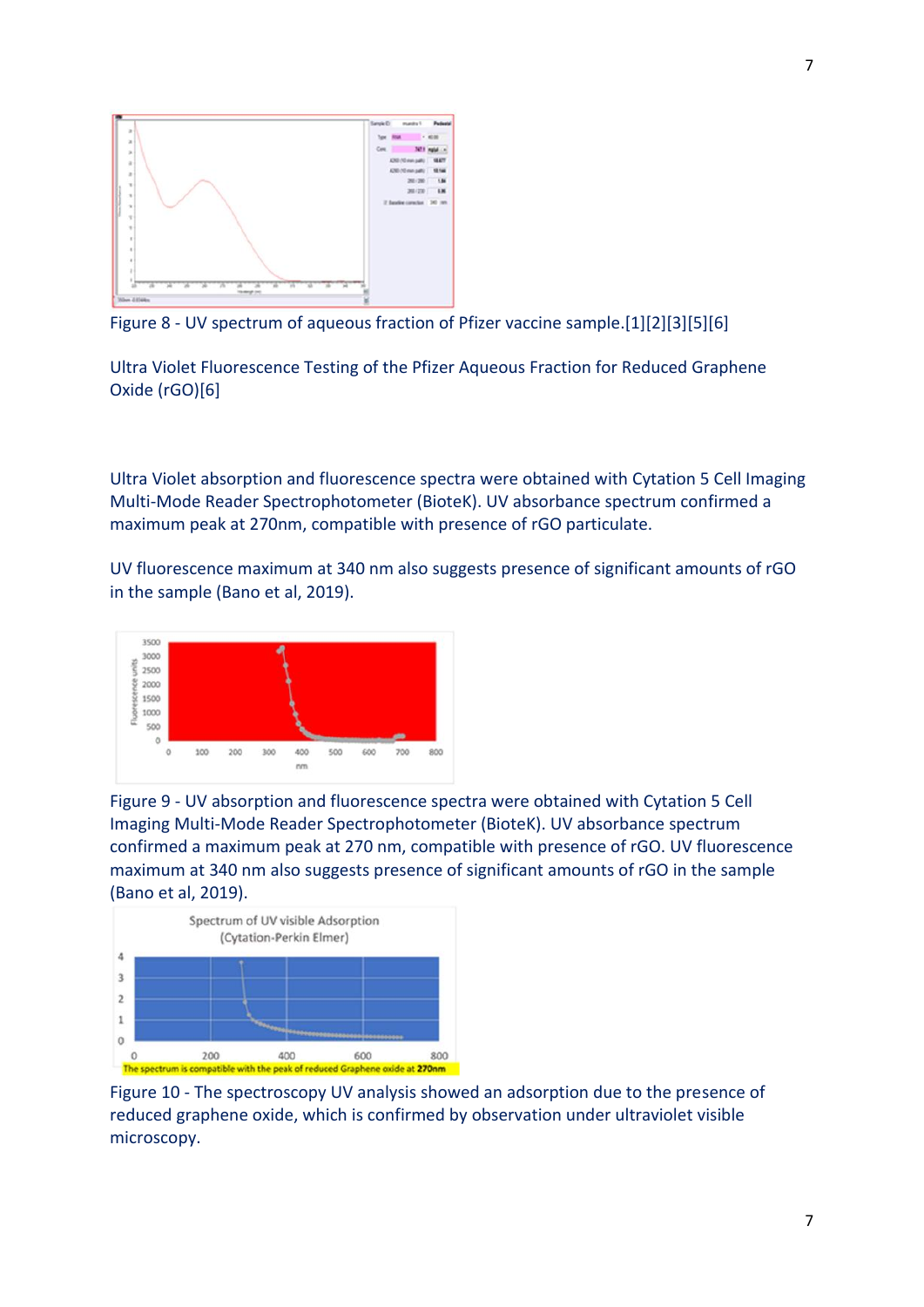Figure 8 - UV spectrum of aqueous fraction of Pfizer vaccine sample.[1][2][3][5][6]

Ultra Violet Fluorescence Testing of the Pfizer Aqueous Fraction for Reduced Graphene Oxide (rGO)[6]

Ultra Violet absorption and fluorescence spectra were obtained with Cytation 5 Cell Imaging Multi-Mode Reader Spectrophotometer (BioteK). UV absorbance spectrum confirmed a maximum peak at 270nm, compatible with presence of rGO particulate.

UV fluorescence maximum at 340 nm also suggests presence of significant amounts of rGO in the sample (Bano et al, 2019).

Figure 9 - UV absorption and fluorescence spectra were obtained with Cytation 5 Cell Imaging Multi-Mode Reader Spectrophotometer (BioteK). UV absorbance spectrum confirmed a maximum peak at 270 nm, compatible with presence of rGO. UV fluorescence maximum at 340 nm also suggests presence of significant amounts of rGO in the sample (Bano et al, 2019).

Spectrum of UV visible Adsorption (Cytation-Perkin Elmer)

The spectrum is compatible with the peak of reduced Graphene oxide at 270nm

Figure 10 - The spectroscopy UV analysis showed an adsorption due to the presence of reduced graphene oxide, which is confirmed by observation under ultraviolet visible microscopy.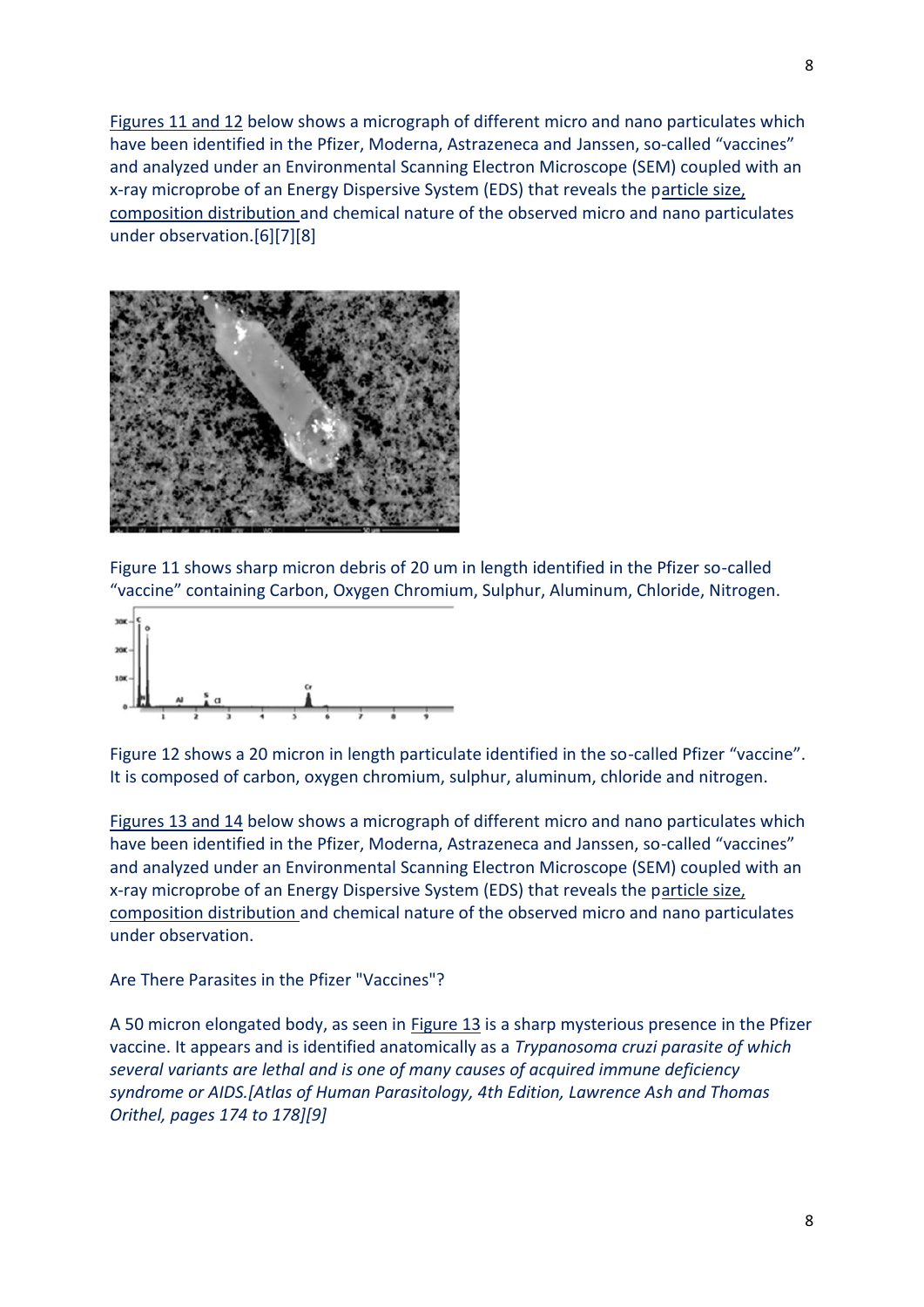Figures 11 and 12 below shows a micrograph of different micro and nano particulates which have been identified in the Pfizer, Moderna, Astrazeneca and Janssen, so-called "vaccines" and analyzed under an Environmental Scanning Electron Microscope (SEM) coupled with an x-ray microprobe of an Energy Dispersive System (EDS) that reveals the particle size, composition distribution and chemical nature of the observed micro and nano particulates under observation.[6][7][8]

Figure 11 shows sharp micron debris of 20 um in length identified in the Pfizer so-called "vaccine" containing Carbon, Oxygen Chromium, Sulphur, Aluminum, Chloride, Nitrogen.

Figure 12 shows a 20 micron in length particulate identified in the so-called Pfizer "vaccine". It is composed of carbon, oxygen chromium, sulphur, aluminum, chloride and nitrogen.

Figures 13 and 14 below shows a micrograph of different micro and nano particulates which have been identified in the Pfizer, Moderna, Astrazeneca and Janssen, so-called "vaccines" and analyzed under an Environmental Scanning Electron Microscope (SEM) coupled with an x-ray microprobe of an Energy Dispersive System (EDS) that reveals the particle size, composition distribution and chemical nature of the observed micro and nano particulates under observation.

Are There Parasites in the Pfizer "Vaccines"?

A 50 micron elongated body, as seen in Figure 13 is a sharp mysterious presence in the Pfizer vaccine. It appears and is identified anatomically as a *Trypanosoma cruzi parasite of which several variants are lethal and is one of many causes of acquired immune deficiency syndrome or AIDS.[Atlas of Human Parasitology, 4th Edition, Lawrence Ash and Thomas Orithel, pages 174 to 178][9]*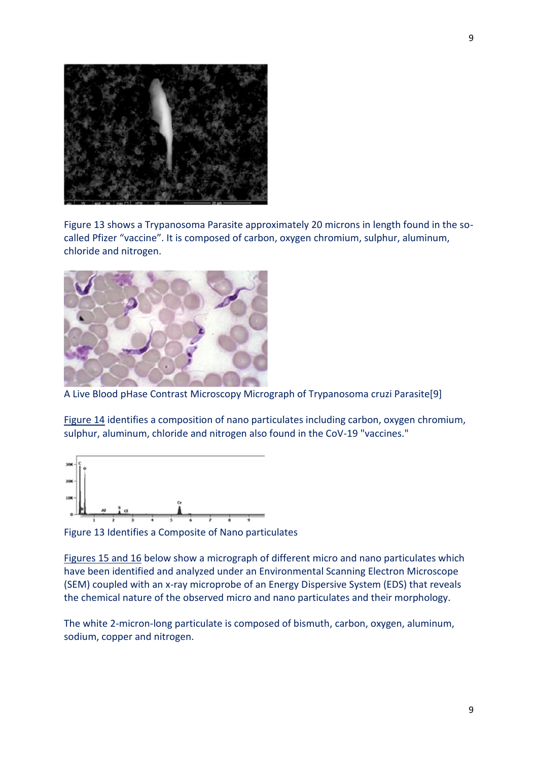Figure 13 shows a Trypanosoma Parasite approximately 20 microns in length found in the so-called Pfizer "vaccine". It is composed of carbon, oxygen chromium, sulphur, aluminum, chloride and nitrogen.

A Live Blood pHase Contrast Microscopy Micrograph of Trypanosoma cruzi Parasite[9]

Figure 14 identifies a composition of nano particulates including carbon, oxygen chromium, sulphur, aluminum, chloride and nitrogen also found in the CoV-19 "vaccines."

Figure 13 Identifies a Composite of Nano particulates

Figures 15 and 16 below show a micrograph of different micro and nano particulates which have been identified and analyzed under an Environmental Scanning Electron Microscope (SEM) coupled with an x-ray microprobe of an Energy Dispersive System (EDS) that reveals the chemical nature of the observed micro and nano particulates and their morphology.

The white 2-micron-long particulate is composed of bismuth, carbon, oxygen, aluminum, sodium, copper and nitrogen.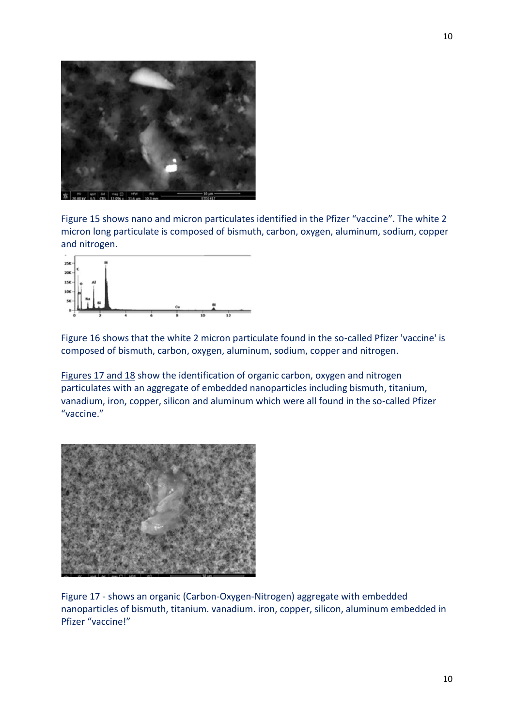Figure 15 shows nano and micron particulates identified in the Pfizer "vaccine". The white 2 micron long particulate is composed of bismuth, carbon, oxygen, aluminum, sodium, copper and nitrogen.

Figure 16 shows that the white 2 micron particulate found in the so-called Pfizer 'vaccine' is composed of bismuth, carbon, oxygen, aluminum, sodium, copper and nitrogen.

Figures 17 and 18 show the identification of organic carbon, oxygen and nitrogen particulates with an aggregate of embedded nanoparticles including bismuth, titanium, vanadium, iron, copper, silicon and aluminum which were all found in the so-called Pfizer "vaccine."

Figure 17 - shows an organic (Carbon-Oxygen-Nitrogen) aggregate with embedded nanoparticles of bismuth, titanium. vanadium. iron, copper, silicon, aluminum embedded in Pfizer "vaccine!"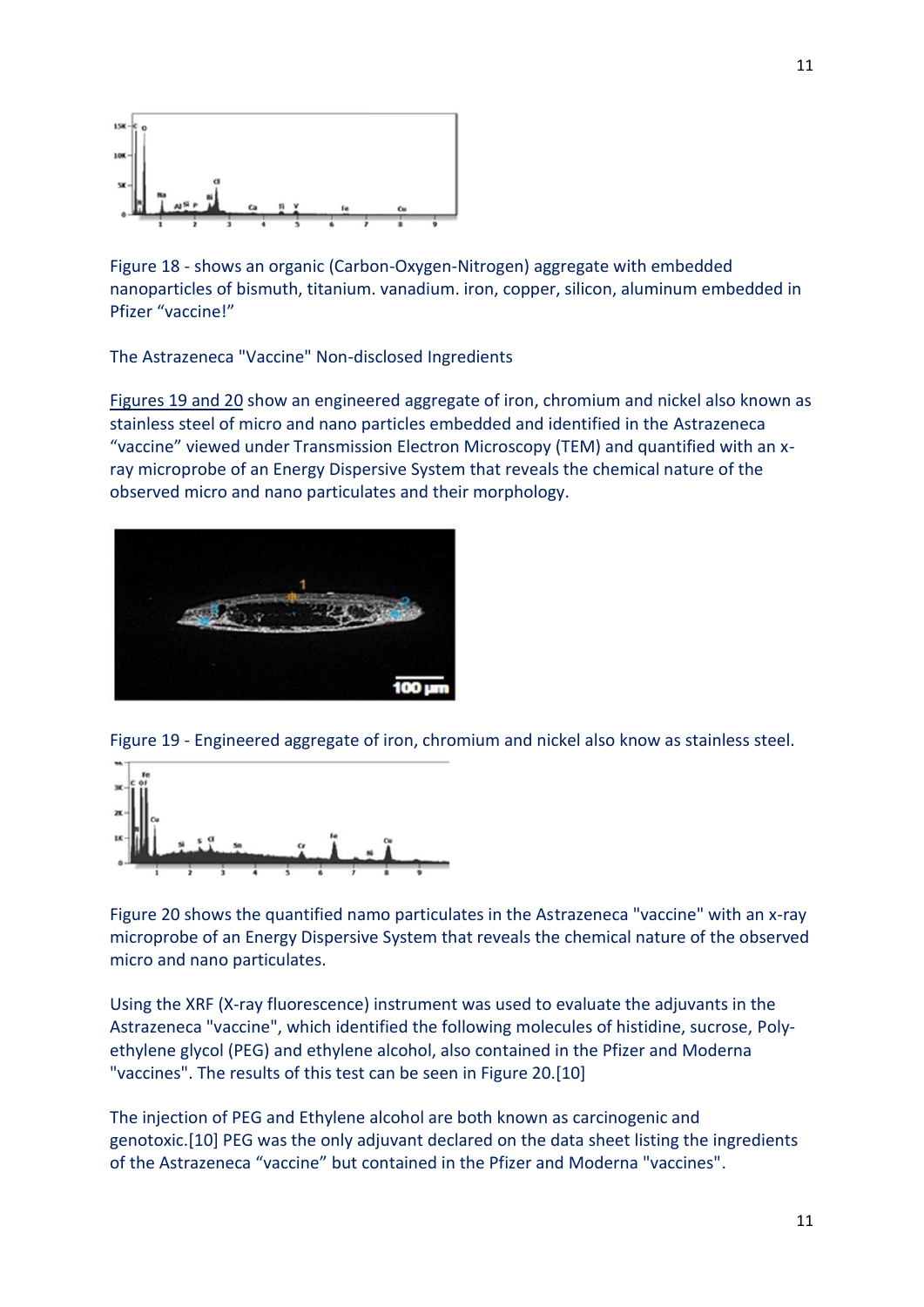Figure 18 - shows an organic (Carbon-Oxygen-Nitrogen) aggregate with embedded nanoparticles of bismuth, titanium. vanadium. iron, copper, silicon, aluminum embedded in Pfizer "vaccine!"

The Astrazeneca "Vaccine" Non-disclosed Ingredients

Figures 19 and 20 show an engineered aggregate of iron, chromium and nickel also known as stainless steel of micro and nano particles embedded and identified in the Astrazeneca "vaccine" viewed under Transmission Electron Microscopy (TEM) and quantified with an x-ray microprobe of an Energy Dispersive System that reveals the chemical nature of the observed micro and nano particulates and their morphology.

Figure 19 - Engineered aggregate of iron, chromium and nickel also know as stainless steel.

Figure 20 shows the quantified namo particulates in the Astrazeneca "vaccine" with an x-ray microprobe of an Energy Dispersive System that reveals the chemical nature of the observed micro and nano particulates.

Using the XRF (X-ray fluorescence) instrument was used to evaluate the adjuvants in the Astrazeneca "vaccine", which identified the following molecules of histidine, sucrose, Poly-ethylene glycol (PEG) and ethylene alcohol, also contained in the Pfizer and Moderna "vaccines". The results of this test can be seen in Figure 20.[10]

The injection of PEG and Ethylene alcohol are both known as carcinogenic and genotoxic.[10] PEG was the only adjuvant declared on the data sheet listing the ingredients of the Astrazeneca "vaccine" but contained in the Pfizer and Moderna "vaccines".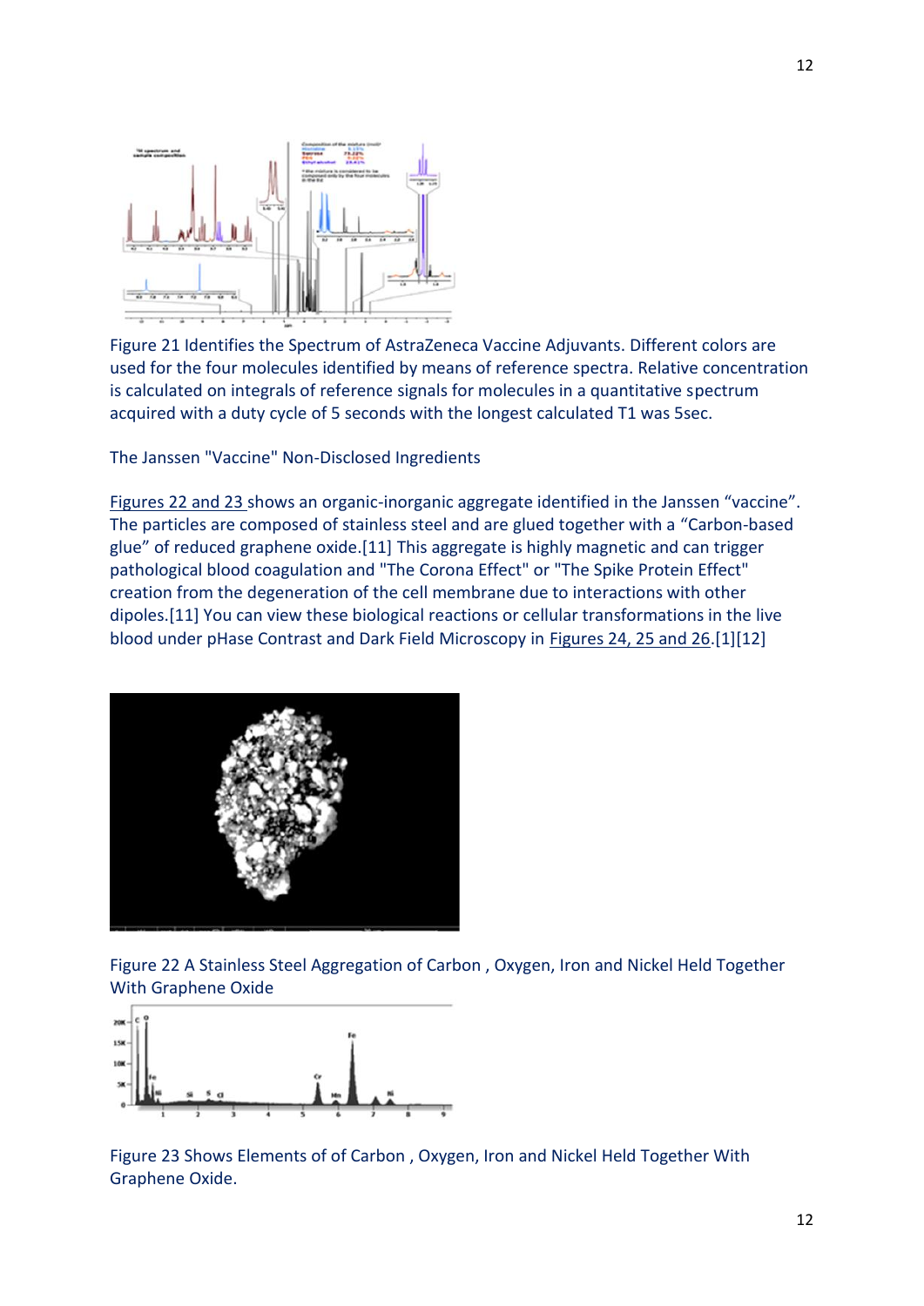Figure 21 Identifies the Spectrum of AstraZeneca Vaccine Adjuvants. Different colors are used for the four molecules identified by means of reference spectra. Relative concentration is calculated on integrals of reference signals for molecules in a quantitative spectrum acquired with a duty cycle of 5 seconds with the longest calculated T1 was 5sec.

The Janssen "Vaccine" Non-Disclosed Ingredients

Figures 22 and 23 shows an organic-inorganic aggregate identified in the Janssen "vaccine". The particles are composed of stainless steel and are glued together with a "Carbon-based glue" of reduced graphene oxide.[11] This aggregate is highly magnetic and can trigger pathological blood coagulation and "The Corona Effect" or "The Spike Protein Effect" creation from the degeneration of the cell membrane due to interactions with other dipoles.[11] You can view these biological reactions or cellular transformations in the live blood under pHase Contrast and Dark Field Microscopy in Figures 24, 25 and 26.[1][12]

Figure 22 A Stainless Steel Aggregation of Carbon , Oxygen, Iron and Nickel Held Together With Graphene Oxide

Figure 23 Shows Elements of of Carbon , Oxygen, Iron and Nickel Held Together With Graphene Oxide.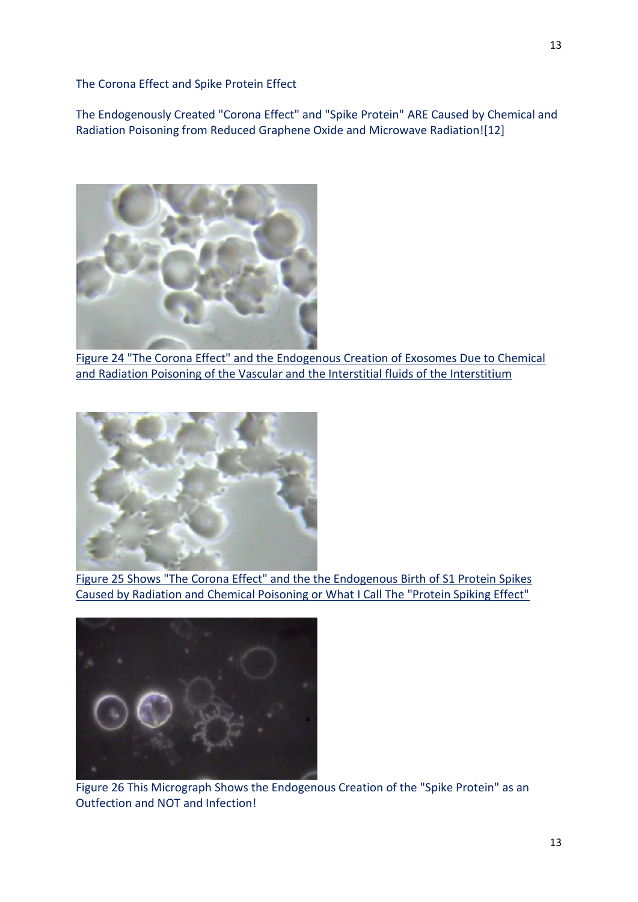The Corona Effect and Spike Protein Effect

The Endogenously Created "Corona Effect" and "Spike Protein" ARE Caused by Chemical and Radiation Poisoning from Reduced Graphene Oxide and Microwave Radiation![12]

Figure 24 "The Corona Effect" and the Endogenous Creation of Exosomes Due to Chemical and Radiation Poisoning of the Vascular and the Interstitial fluids of the Interstitium

Figure 25 Shows "The Corona Effect" and the the Endogenous Birth of S1 Protein Spikes Caused by Radiation and Chemical Poisoning or What I Call The "Protein Spiking Effect"

Figure 26 This Micrograph Shows the Endogenous Creation of the "Spike Protein" as an Outfection and NOT and Infection!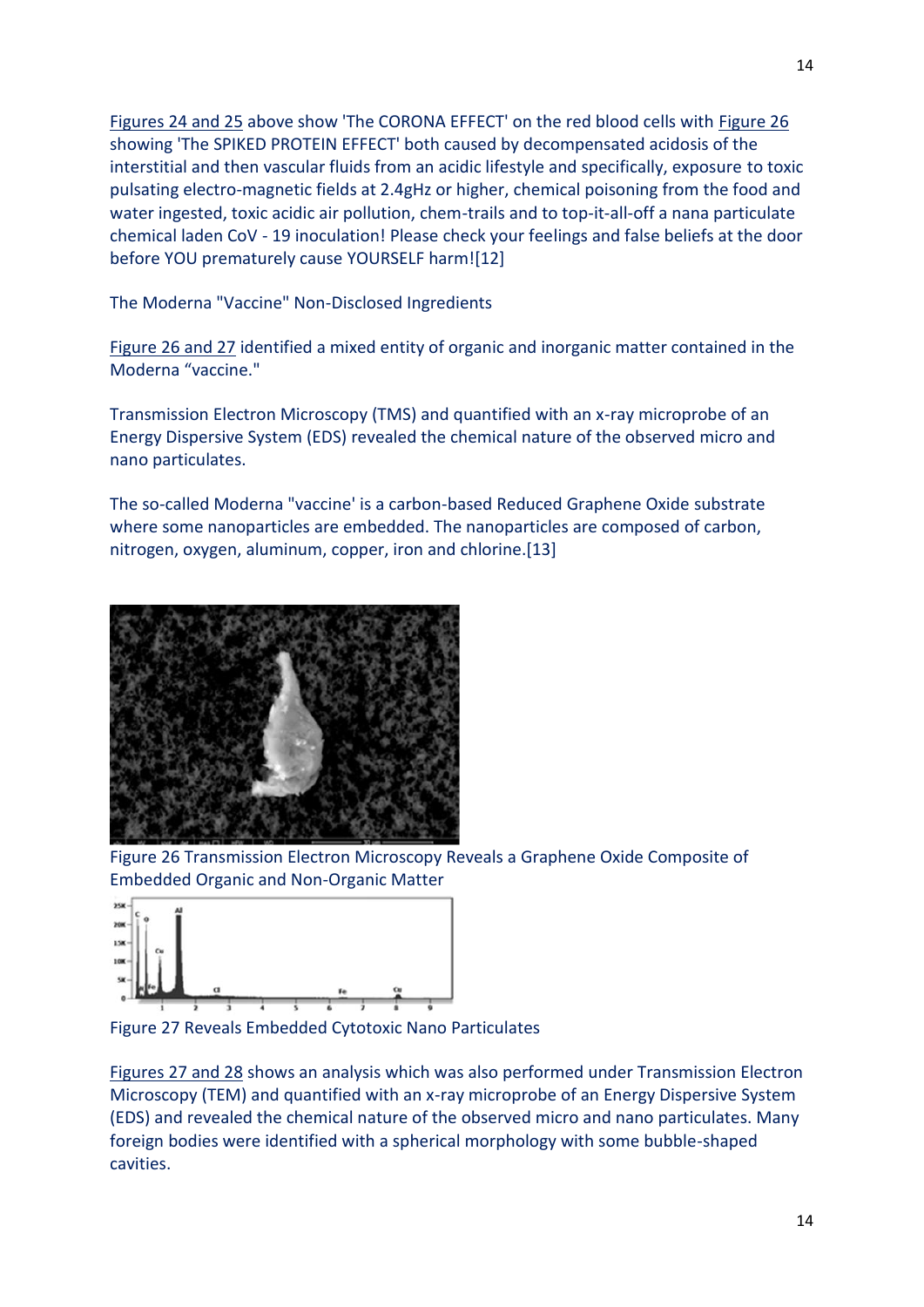Figures 24 and 25 above show 'The CORONA EFFECT' on the red blood cells with Figure 26 showing 'The SPIKED PROTEIN EFFECT' both caused by decompensated acidosis of the interstitial and then vascular fluids from an acidic lifestyle and specifically, exposure to toxic pulsating electro-magnetic fields at 2.4gHz or higher, chemical poisoning from the food and water ingested, toxic acidic air pollution, chem-trails and to top-it-all-off a nana particulate chemical laden CoV - 19 inoculation! Please check your feelings and false beliefs at the door before YOU prematurely cause YOURSELF harm![12]

The Moderna "Vaccine" Non-Disclosed Ingredients

Figure 26 and 27 identified a mixed entity of organic and inorganic matter contained in the Moderna "vaccine."

Transmission Electron Microscopy (TMS) and quantified with an x-ray microprobe of an Energy Dispersive System (EDS) revealed the chemical nature of the observed micro and nano particulates.

The so-called Moderna "vaccine' is a carbon-based Reduced Graphene Oxide substrate where some nanoparticles are embedded. The nanoparticles are composed of carbon, nitrogen, oxygen, aluminum, copper, iron and chlorine.[13]

Figure 26 Transmission Electron Microscopy Reveals a Graphene Oxide Composite of Embedded Organic and Non-Organic Matter

Figure 27 Reveals Embedded Cytotoxic Nano Particulates

Figures 27 and 28 shows an analysis which was also performed under Transmission Electron Microscopy (TEM) and quantified with an x-ray microprobe of an Energy Dispersive System (EDS) and revealed the chemical nature of the observed micro and nano particulates. Many foreign bodies were identified with a spherical morphology with some bubble-shaped cavities.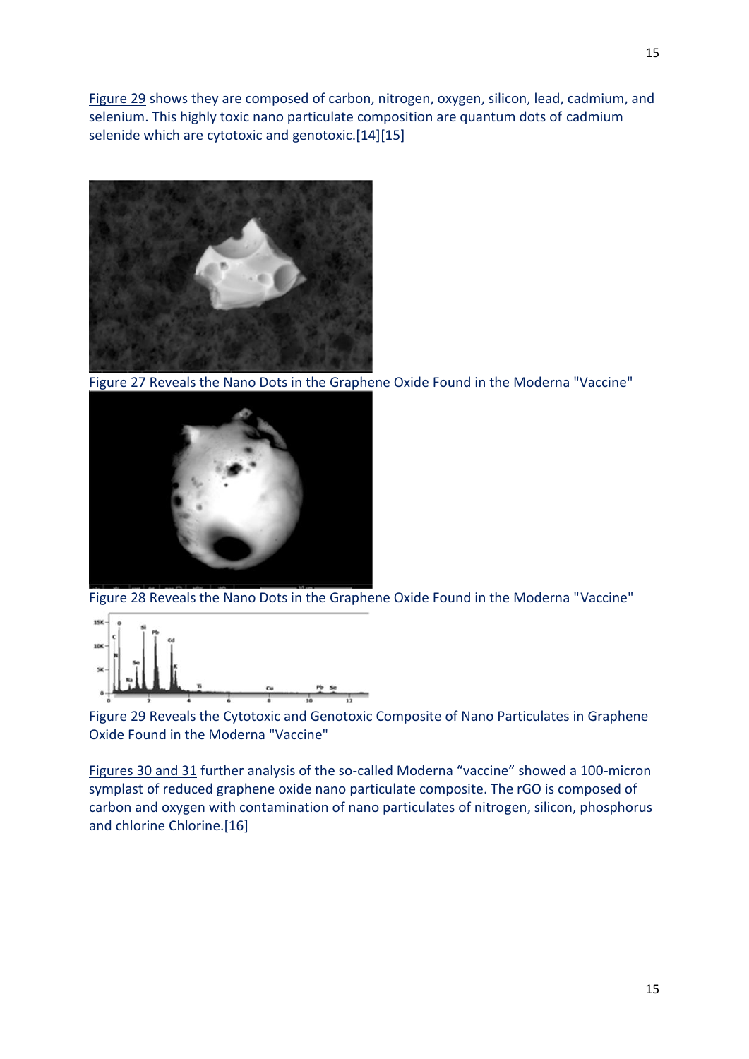Figure 29 shows they are composed of carbon, nitrogen, oxygen, silicon, lead, cadmium, and selenium. This highly toxic nano particulate composition are quantum dots of cadmium selenide which are cytotoxic and genotoxic.[14][15]

Figure 27 Reveals the Nano Dots in the Graphene Oxide Found in the Moderna "Vaccine"

Figure 28 Reveals the Nano Dots in the Graphene Oxide Found in the Moderna "Vaccine"

Figure 29 Reveals the Cytotoxic and Genotoxic Composite of Nano Particulates in Graphene Oxide Found in the Moderna "Vaccine"

Figures 30 and 31 further analysis of the so-called Moderna "vaccine" showed a 100-micron symplast of reduced graphene oxide nano particulate composite. The rGO is composed of carbon and oxygen with contamination of nano particulates of nitrogen, silicon, phosphorus and chlorine Chlorine.[16]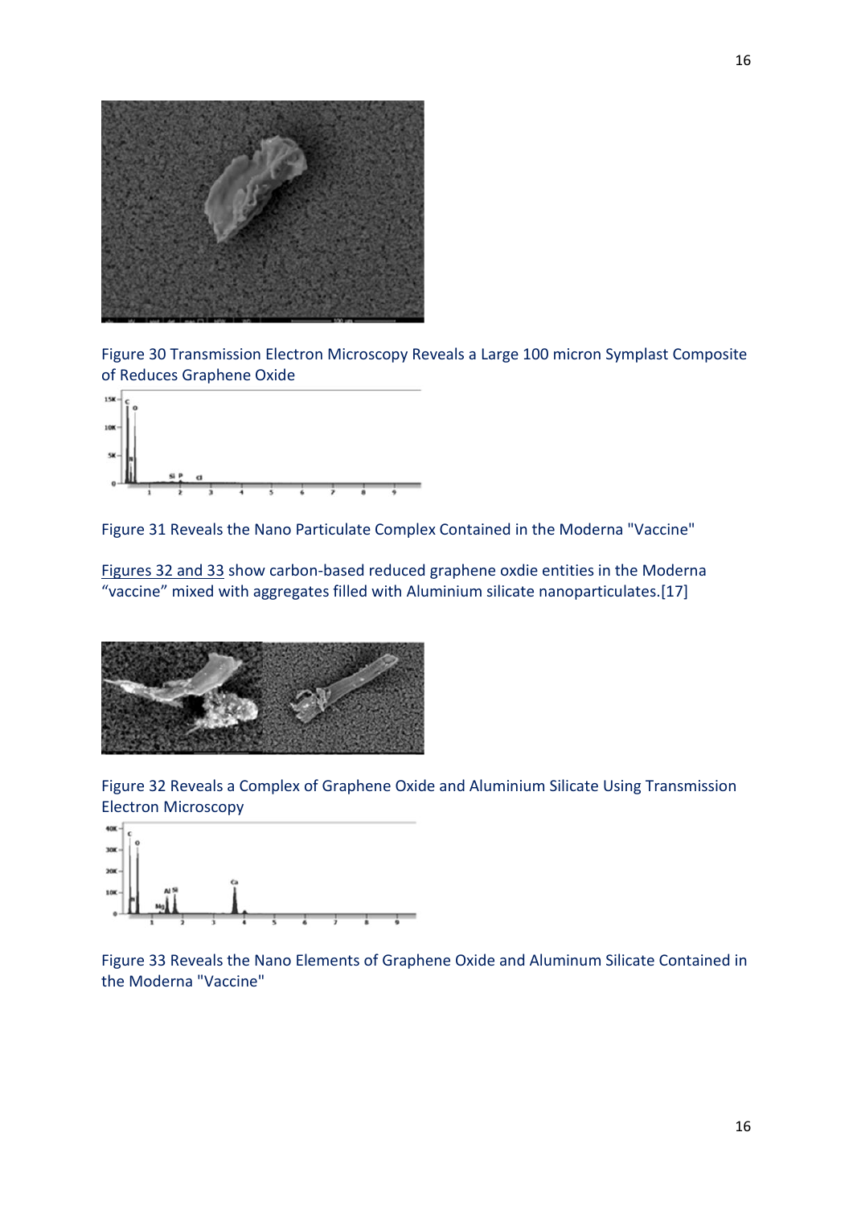Figure 30 Transmission Electron Microscopy Reveals a Large 100 micron Symplast Composite of Reduces Graphene Oxide

Figure 31 Reveals the Nano Particulate Complex Contained in the Moderna "Vaccine"

Figures 32 and 33 show carbon-based reduced graphene oxdie entities in the Moderna "vaccine" mixed with aggregates filled with Aluminium silicate nanoparticulates.[17]

Figure 32 Reveals a Complex of Graphene Oxide and Aluminium Silicate Using Transmission Electron Microscopy

Figure 33 Reveals the Nano Elements of Graphene Oxide and Aluminum Silicate Contained in the Moderna "Vaccine"